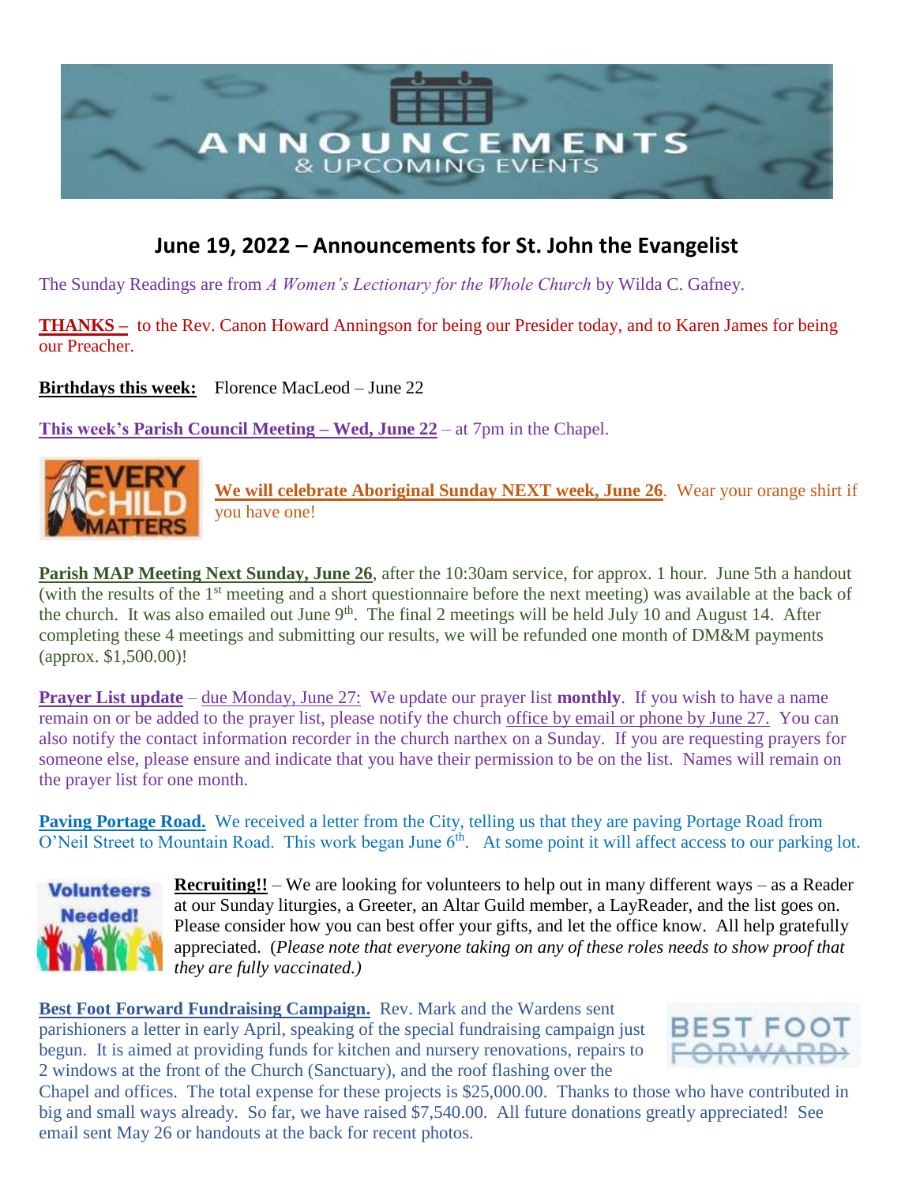# June 19, 2022 – Announcements for St. John the Evangelist

The Sunday Readings are from *A Women's Lectionary for the Whole Church* by Wilda C. Gafney.

**THANKS –** to the Rev. Canon Howard Anningson for being our Presider today, and to Karen James for being our Preacher.

**Birthdays this week:** Florence MacLeod – June 22

**This week's Parish Council Meeting – Wed, June 22** – at 7pm in the Chapel.

**We will celebrate Aboriginal Sunday NEXT week, June 26**. Wear your orange shirt if you have one!

**Parish MAP Meeting Next Sunday, June 26**, after the 10:30am service, for approx. 1 hour. June 5th a handout (with the results of the 1st meeting and a short questionnaire before the next meeting) was available at the back of the church. It was also emailed out June 9th. The final 2 meetings will be held July 10 and August 14. After completing these 4 meetings and submitting our results, we will be refunded one month of DM&M payments (approx. $1,500.00)!

**Prayer List update** – due Monday, June 27: We update our prayer list **monthly**. If you wish to have a name remain on or be added to the prayer list, please notify the church office by email or phone by June 27. You can also notify the contact information recorder in the church narthex on a Sunday. If you are requesting prayers for someone else, please ensure and indicate that you have their permission to be on the list. Names will remain on the prayer list for one month.

**Paving Portage Road.** We received a letter from the City, telling us that they are paving Portage Road from O'Neil Street to Mountain Road. This work began June 6th. At some point it will affect access to our parking lot.

**Recruiting!!** – We are looking for volunteers to help out in many different ways – as a Reader at our Sunday liturgies, a Greeter, an Altar Guild member, a LayReader, and the list goes on. Please consider how you can best offer your gifts, and let the office know. All help gratefully appreciated. (*Please note that everyone taking on any of these roles needs to show proof that they are fully vaccinated.)*

**Best Foot Forward Fundraising Campaign.** Rev. Mark and the Wardens sent parishioners a letter in early April, speaking of the special fundraising campaign just begun. It is aimed at providing funds for kitchen and nursery renovations, repairs to 2 windows at the front of the Church (Sanctuary), and the roof flashing over the Chapel and offices. The total expense for these projects is $25,000.00. Thanks to those who have contributed in big and small ways already. So far, we have raised $7,540.00. All future donations greatly appreciated! See email sent May 26 or handouts at the back for recent photos.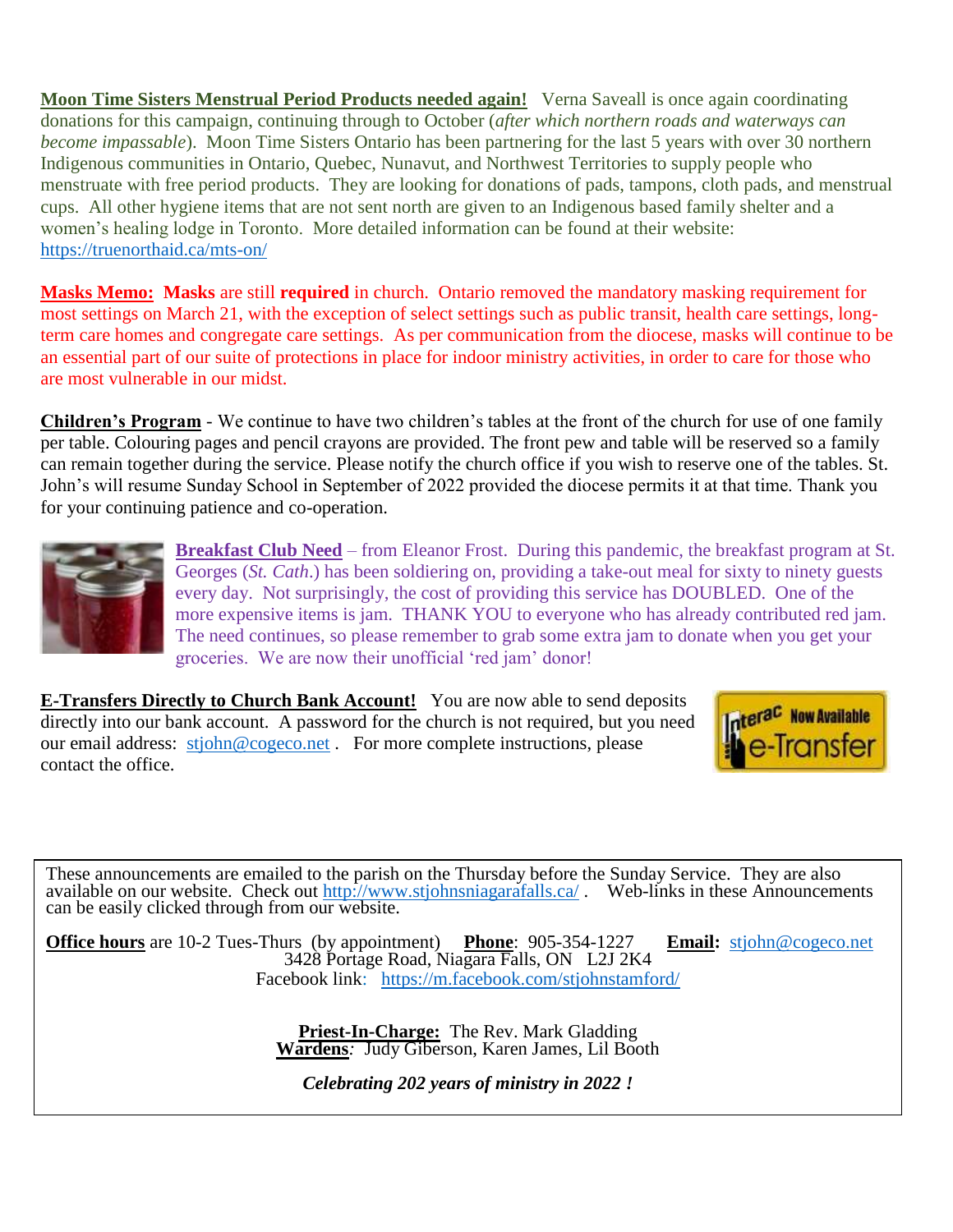**Moon Time Sisters Menstrual Period Products needed again!** Verna Saveall is once again coordinating donations for this campaign, continuing through to October (*after which northern roads and waterways can become impassable*). Moon Time Sisters Ontario has been partnering for the last 5 years with over 30 northern Indigenous communities in Ontario, Quebec, Nunavut, and Northwest Territories to supply people who menstruate with free period products. They are looking for donations of pads, tampons, cloth pads, and menstrual cups. All other hygiene items that are not sent north are given to an Indigenous based family shelter and a women's healing lodge in Toronto. More detailed information can be found at their website: https://truenorthaid.ca/mts-on/

**Masks Memo: Masks** are still **required** in church. Ontario removed the mandatory masking requirement for most settings on March 21, with the exception of select settings such as public transit, health care settings, long-term care homes and congregate care settings. As per communication from the diocese, masks will continue to be an essential part of our suite of protections in place for indoor ministry activities, in order to care for those who are most vulnerable in our midst.

**Children's Program** - We continue to have two children's tables at the front of the church for use of one family per table. Colouring pages and pencil crayons are provided. The front pew and table will be reserved so a family can remain together during the service. Please notify the church office if you wish to reserve one of the tables. St. John's will resume Sunday School in September of 2022 provided the diocese permits it at that time. Thank you for your continuing patience and co-operation.

**Breakfast Club Need** – from Eleanor Frost. During this pandemic, the breakfast program at St. Georges (*St. Cath*.) has been soldiering on, providing a take-out meal for sixty to ninety guests every day. Not surprisingly, the cost of providing this service has DOUBLED. One of the more expensive items is jam. THANK YOU to everyone who has already contributed red jam. The need continues, so please remember to grab some extra jam to donate when you get your groceries. We are now their unofficial 'red jam' donor!

**E-Transfers Directly to Church Bank Account!** You are now able to send deposits directly into our bank account. A password for the church is not required, but you need our email address: stjohn@cogeco.net . For more complete instructions, please contact the office.

Interac Now Available e-Transfer

These announcements are emailed to the parish on the Thursday before the Sunday Service. They are also available on our website. Check out http://www.stjohnsniagarafalls.ca/ . Web-links in these Announcements can be easily clicked through from our website.

**Office hours** are 10-2 Tues-Thurs (by appointment) **Phone**: 905-354-1227 **Email:** stjohn@cogeco.net
3428 Portage Road, Niagara Falls, ON L2J 2K4
Facebook link: https://m.facebook.com/stjohnstamford/

**Priest-In-Charge:** The Rev. Mark Gladding
**Wardens**: Judy Giberson, Karen James, Lil Booth

***Celebrating 202 years of ministry in 2022 !***